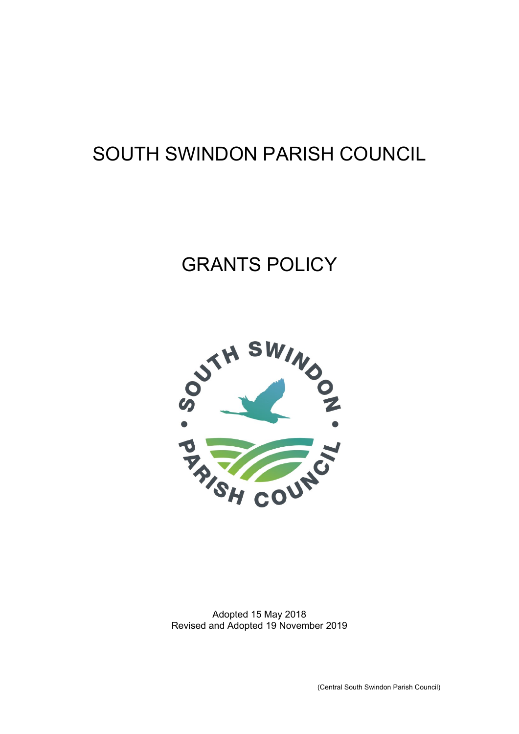# SOUTH SWINDON PARISH COUNCIL

# GRANTS POLICY

Adopted 15 May 2018
Revised and Adopted 19 November 2019

(Central South Swindon Parish Council)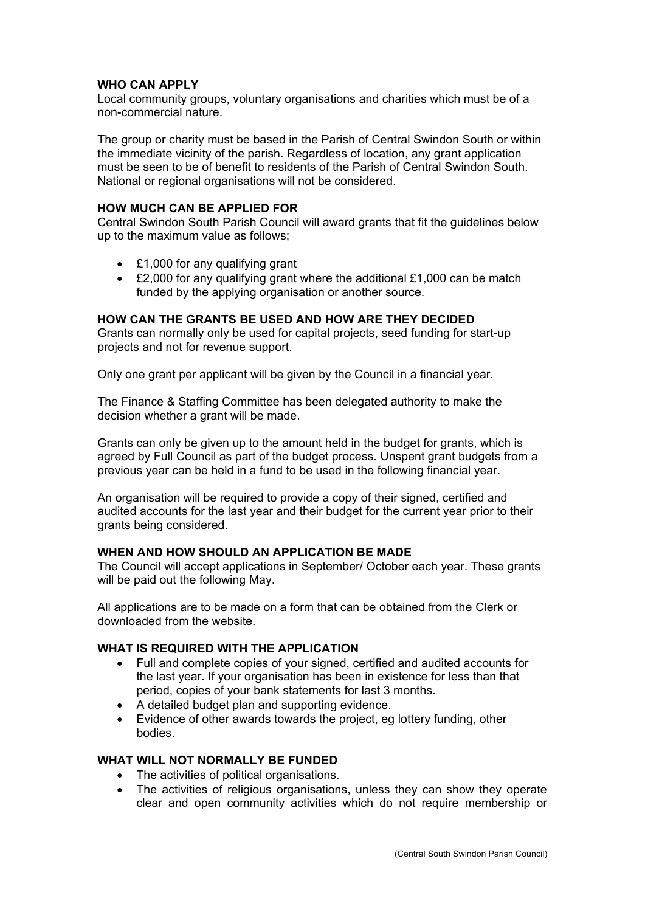**WHO CAN APPLY**
Local community groups, voluntary organisations and charities which must be of a non-commercial nature.

The group or charity must be based in the Parish of Central Swindon South or within the immediate vicinity of the parish. Regardless of location, any grant application must be seen to be of benefit to residents of the Parish of Central Swindon South. National or regional organisations will not be considered.

**HOW MUCH CAN BE APPLIED FOR**
Central Swindon South Parish Council will award grants that fit the guidelines below up to the maximum value as follows;

- £1,000 for any qualifying grant
- £2,000 for any qualifying grant where the additional £1,000 can be match funded by the applying organisation or another source.

**HOW CAN THE GRANTS BE USED AND HOW ARE THEY DECIDED**
Grants can normally only be used for capital projects, seed funding for start-up projects and not for revenue support.

Only one grant per applicant will be given by the Council in a financial year.

The Finance & Staffing Committee has been delegated authority to make the decision whether a grant will be made.

Grants can only be given up to the amount held in the budget for grants, which is agreed by Full Council as part of the budget process. Unspent grant budgets from a previous year can be held in a fund to be used in the following financial year.

An organisation will be required to provide a copy of their signed, certified and audited accounts for the last year and their budget for the current year prior to their grants being considered.

**WHEN AND HOW SHOULD AN APPLICATION BE MADE**
The Council will accept applications in September/ October each year. These grants will be paid out the following May.

All applications are to be made on a form that can be obtained from the Clerk or downloaded from the website.

**WHAT IS REQUIRED WITH THE APPLICATION**
- Full and complete copies of your signed, certified and audited accounts for the last year. If your organisation has been in existence for less than that period, copies of your bank statements for last 3 months.
- A detailed budget plan and supporting evidence.
- Evidence of other awards towards the project, eg lottery funding, other bodies.

**WHAT WILL NOT NORMALLY BE FUNDED**
- The activities of political organisations.
- The activities of religious organisations, unless they can show they operate clear and open community activities which do not require membership or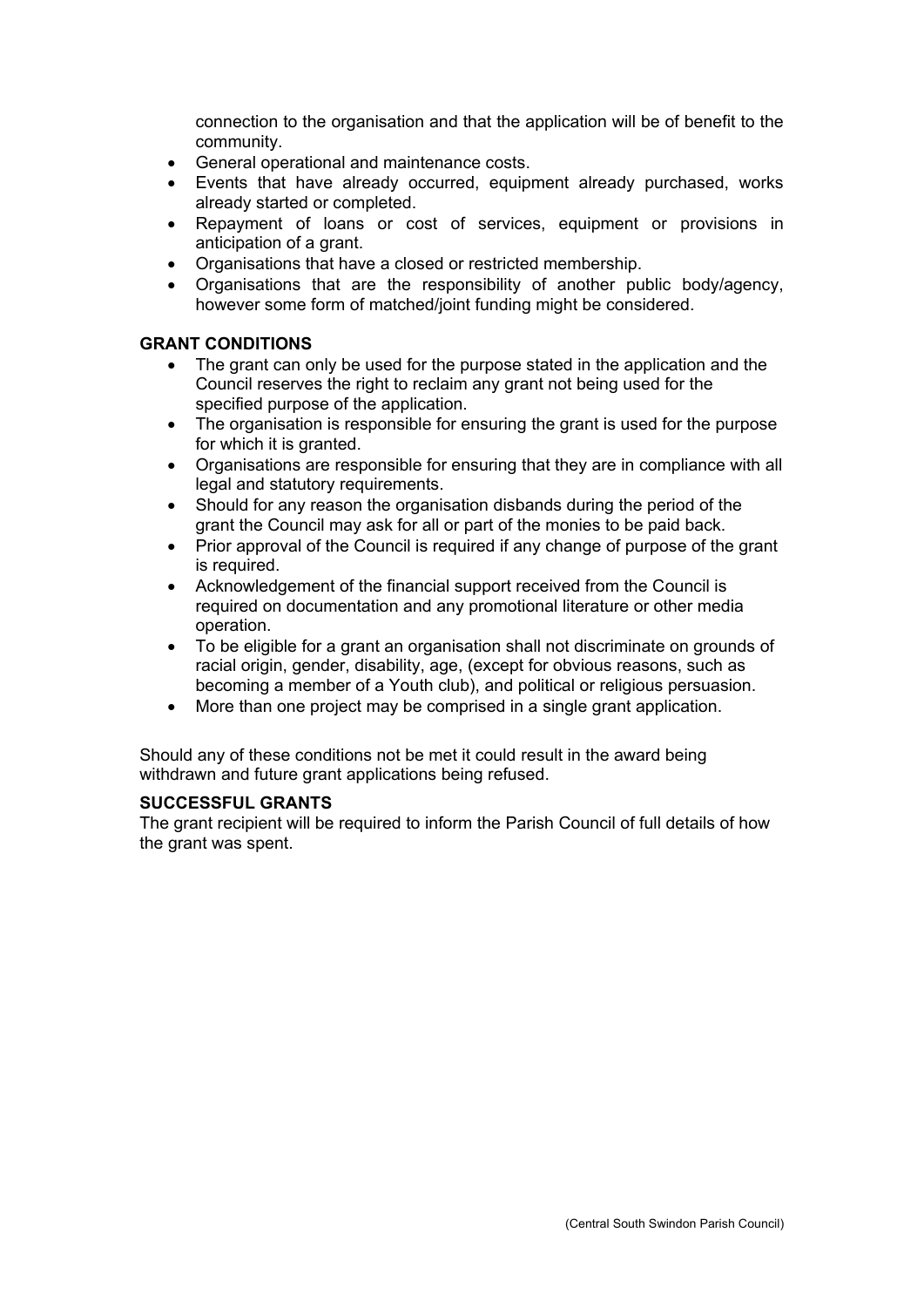connection to the organisation and that the application will be of benefit to the community.

- General operational and maintenance costs.
- Events that have already occurred, equipment already purchased, works already started or completed.
- Repayment of loans or cost of services, equipment or provisions in anticipation of a grant.
- Organisations that have a closed or restricted membership.
- Organisations that are the responsibility of another public body/agency, however some form of matched/joint funding might be considered.

**GRANT CONDITIONS**

- The grant can only be used for the purpose stated in the application and the Council reserves the right to reclaim any grant not being used for the specified purpose of the application.
- The organisation is responsible for ensuring the grant is used for the purpose for which it is granted.
- Organisations are responsible for ensuring that they are in compliance with all legal and statutory requirements.
- Should for any reason the organisation disbands during the period of the grant the Council may ask for all or part of the monies to be paid back.
- Prior approval of the Council is required if any change of purpose of the grant is required.
- Acknowledgement of the financial support received from the Council is required on documentation and any promotional literature or other media operation.
- To be eligible for a grant an organisation shall not discriminate on grounds of racial origin, gender, disability, age, (except for obvious reasons, such as becoming a member of a Youth club), and political or religious persuasion.
- More than one project may be comprised in a single grant application.

Should any of these conditions not be met it could result in the award being withdrawn and future grant applications being refused.

**SUCCESSFUL GRANTS**

The grant recipient will be required to inform the Parish Council of full details of how the grant was spent.